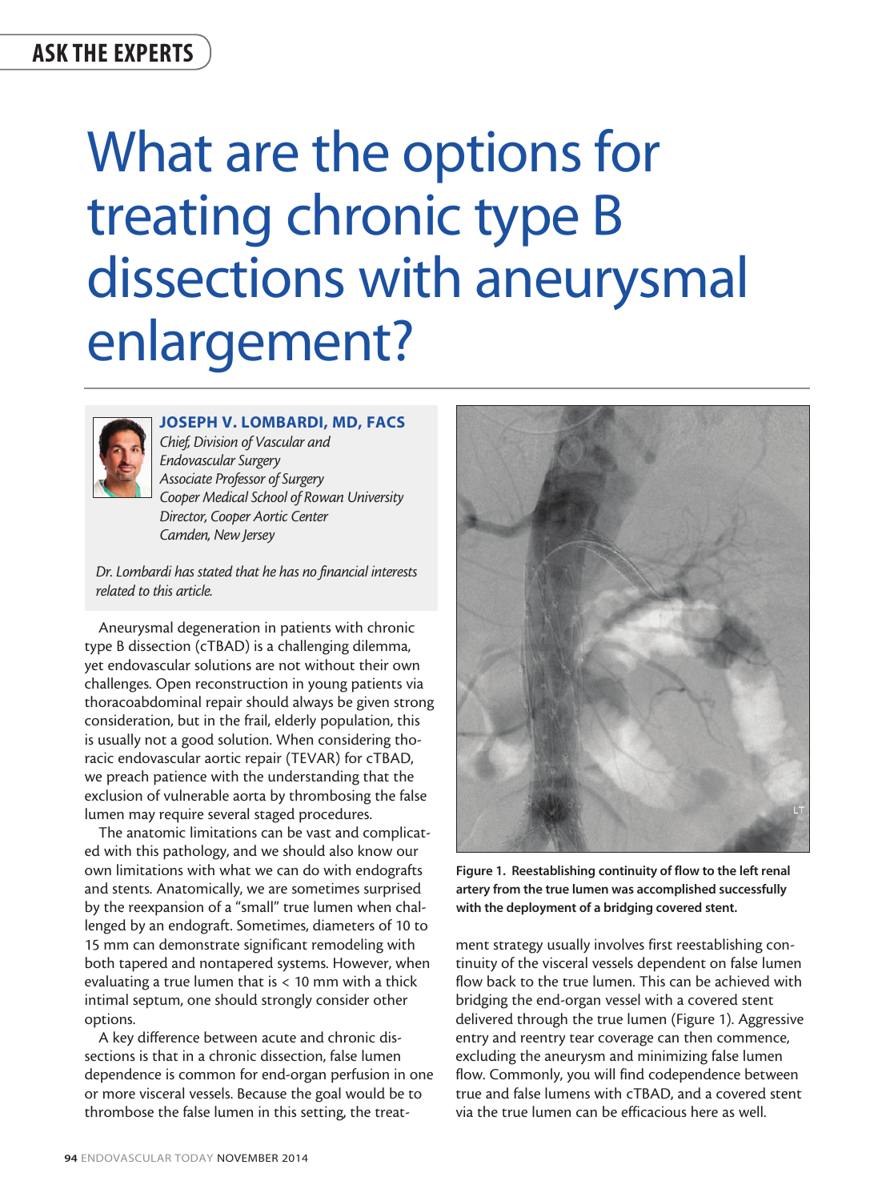ASK THE EXPERTS

# What are the options for treating chronic type B dissections with aneurysmal enlargement?

### JOSEPH V. LOMBARDI, MD, FACS

*Chief, Division of Vascular and Endovascular Surgery*
*Associate Professor of Surgery*
*Cooper Medical School of Rowan University*
*Director, Cooper Aortic Center*
*Camden, New Jersey*

*Dr. Lombardi has stated that he has no financial interests related to this article.*

Aneurysmal degeneration in patients with chronic type B dissection (cTBAD) is a challenging dilemma, yet endovascular solutions are not without their own challenges. Open reconstruction in young patients via thoracoabdominal repair should always be given strong consideration, but in the frail, elderly population, this is usually not a good solution. When considering thoracic endovascular aortic repair (TEVAR) for cTBAD, we preach patience with the understanding that the exclusion of vulnerable aorta by thrombosing the false lumen may require several staged procedures.

The anatomic limitations can be vast and complicated with this pathology, and we should also know our own limitations with what we can do with endografts and stents. Anatomically, we are sometimes surprised by the reexpansion of a "small" true lumen when challenged by an endograft. Sometimes, diameters of 10 to 15 mm can demonstrate significant remodeling with both tapered and nontapered systems. However, when evaluating a true lumen that is < 10 mm with a thick intimal septum, one should strongly consider other options.

A key difference between acute and chronic dissections is that in a chronic dissection, false lumen dependence is common for end-organ perfusion in one or more visceral vessels. Because the goal would be to thrombose the false lumen in this setting, the treatment strategy usually involves first reestablishing continuity of the visceral vessels dependent on false lumen flow back to the true lumen. This can be achieved with bridging the end-organ vessel with a covered stent delivered through the true lumen (Figure 1). Aggressive entry and reentry tear coverage can then commence, excluding the aneurysm and minimizing false lumen flow. Commonly, you will find codependence between true and false lumens with cTBAD, and a covered stent via the true lumen can be efficacious here as well.

**Figure 1. Reestablishing continuity of flow to the left renal artery from the true lumen was accomplished successfully with the deployment of a bridging covered stent.**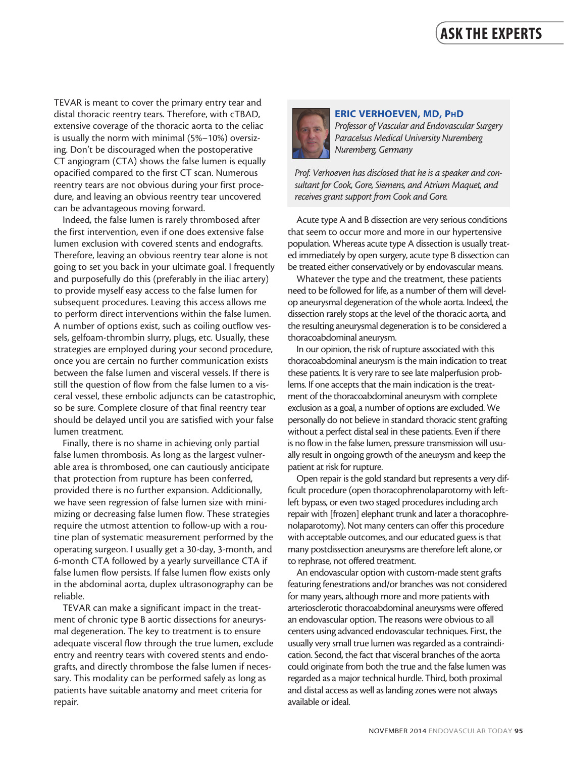TEVAR is meant to cover the primary entry tear and distal thoracic reentry tears. Therefore, with cTBAD, extensive coverage of the thoracic aorta to the celiac is usually the norm with minimal (5%–10%) oversizing. Don't be discouraged when the postoperative CT angiogram (CTA) shows the false lumen is equally opacified compared to the first CT scan. Numerous reentry tears are not obvious during your first procedure, and leaving an obvious reentry tear uncovered can be advantageous moving forward.

Indeed, the false lumen is rarely thrombosed after the first intervention, even if one does extensive false lumen exclusion with covered stents and endografts. Therefore, leaving an obvious reentry tear alone is not going to set you back in your ultimate goal. I frequently and purposefully do this (preferably in the iliac artery) to provide myself easy access to the false lumen for subsequent procedures. Leaving this access allows me to perform direct interventions within the false lumen. A number of options exist, such as coiling outflow vessels, gelfoam-thrombin slurry, plugs, etc. Usually, these strategies are employed during your second procedure, once you are certain no further communication exists between the false lumen and visceral vessels. If there is still the question of flow from the false lumen to a visceral vessel, these embolic adjuncts can be catastrophic, so be sure. Complete closure of that final reentry tear should be delayed until you are satisfied with your false lumen treatment.

Finally, there is no shame in achieving only partial false lumen thrombosis. As long as the largest vulnerable area is thrombosed, one can cautiously anticipate that protection from rupture has been conferred, provided there is no further expansion. Additionally, we have seen regression of false lumen size with minimizing or decreasing false lumen flow. These strategies require the utmost attention to follow-up with a routine plan of systematic measurement performed by the operating surgeon. I usually get a 30-day, 3-month, and 6-month CTA followed by a yearly surveillance CTA if false lumen flow persists. If false lumen flow exists only in the abdominal aorta, duplex ultrasonography can be reliable.

TEVAR can make a significant impact in the treatment of chronic type B aortic dissections for aneurysmal degeneration. The key to treatment is to ensure adequate visceral flow through the true lumen, exclude entry and reentry tears with covered stents and endografts, and directly thrombose the false lumen if necessary. This modality can be performed safely as long as patients have suitable anatomy and meet criteria for repair.

## ERIC VERHOEVEN, MD, PHD

*Professor of Vascular and Endovascular Surgery*
*Paracelsus Medical University Nuremberg*
*Nuremberg, Germany*

*Prof. Verhoeven has disclosed that he is a speaker and consultant for Cook, Gore, Siemens, and Atrium Maquet, and receives grant support from Cook and Gore.*

Acute type A and B dissection are very serious conditions that seem to occur more and more in our hypertensive population. Whereas acute type A dissection is usually treated immediately by open surgery, acute type B dissection can be treated either conservatively or by endovascular means.

Whatever the type and the treatment, these patients need to be followed for life, as a number of them will develop aneurysmal degeneration of the whole aorta. Indeed, the dissection rarely stops at the level of the thoracic aorta, and the resulting aneurysmal degeneration is to be considered a thoracoabdominal aneurysm.

In our opinion, the risk of rupture associated with this thoracoabdominal aneurysm is the main indication to treat these patients. It is very rare to see late malperfusion problems. If one accepts that the main indication is the treatment of the thoracoabdominal aneurysm with complete exclusion as a goal, a number of options are excluded. We personally do not believe in standard thoracic stent grafting without a perfect distal seal in these patients. Even if there is no flow in the false lumen, pressure transmission will usually result in ongoing growth of the aneurysm and keep the patient at risk for rupture.

Open repair is the gold standard but represents a very difficult procedure (open thoracophrenolaparotomy with left-left bypass, or even two staged procedures including arch repair with [frozen] elephant trunk and later a thoracophrenolaparotomy). Not many centers can offer this procedure with acceptable outcomes, and our educated guess is that many postdissection aneurysms are therefore left alone, or to rephrase, not offered treatment.

An endovascular option with custom-made stent grafts featuring fenestrations and/or branches was not considered for many years, although more and more patients with arteriosclerotic thoracoabdominal aneurysms were offered an endovascular option. The reasons were obvious to all centers using advanced endovascular techniques. First, the usually very small true lumen was regarded as a contraindication. Second, the fact that visceral branches of the aorta could originate from both the true and the false lumen was regarded as a major technical hurdle. Third, both proximal and distal access as well as landing zones were not always available or ideal.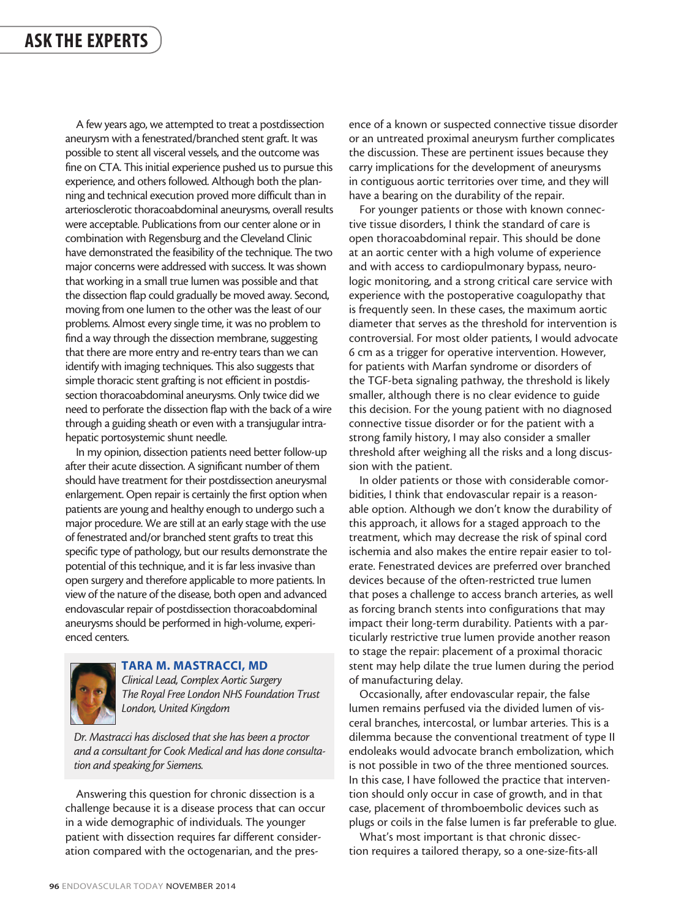A few years ago, we attempted to treat a postdissection aneurysm with a fenestrated/branched stent graft. It was possible to stent all visceral vessels, and the outcome was fine on CTA. This initial experience pushed us to pursue this experience, and others followed. Although both the planning and technical execution proved more difficult than in arteriosclerotic thoracoabdominal aneurysms, overall results were acceptable. Publications from our center alone or in combination with Regensburg and the Cleveland Clinic have demonstrated the feasibility of the technique. The two major concerns were addressed with success. It was shown that working in a small true lumen was possible and that the dissection flap could gradually be moved away. Second, moving from one lumen to the other was the least of our problems. Almost every single time, it was no problem to find a way through the dissection membrane, suggesting that there are more entry and re-entry tears than we can identify with imaging techniques. This also suggests that simple thoracic stent grafting is not efficient in postdissection thoracoabdominal aneurysms. Only twice did we need to perforate the dissection flap with the back of a wire through a guiding sheath or even with a transjugular intrahepatic portosystemic shunt needle.

In my opinion, dissection patients need better follow-up after their acute dissection. A significant number of them should have treatment for their postdissection aneurysmal enlargement. Open repair is certainly the first option when patients are young and healthy enough to undergo such a major procedure. We are still at an early stage with the use of fenestrated and/or branched stent grafts to treat this specific type of pathology, but our results demonstrate the potential of this technique, and it is far less invasive than open surgery and therefore applicable to more patients. In view of the nature of the disease, both open and advanced endovascular repair of postdissection thoracoabdominal aneurysms should be performed in high-volume, experienced centers.

### TARA M. MASTRACCI, MD

*Clinical Lead, Complex Aortic Surgery*
*The Royal Free London NHS Foundation Trust*
*London, United Kingdom*

*Dr. Mastracci has disclosed that she has been a proctor and a consultant for Cook Medical and has done consultation and speaking for Siemens.*

Answering this question for chronic dissection is a challenge because it is a disease process that can occur in a wide demographic of individuals. The younger patient with dissection requires far different consideration compared with the octogenarian, and the presence of a known or suspected connective tissue disorder or an untreated proximal aneurysm further complicates the discussion. These are pertinent issues because they carry implications for the development of aneurysms in contiguous aortic territories over time, and they will have a bearing on the durability of the repair.

For younger patients or those with known connective tissue disorders, I think the standard of care is open thoracoabdominal repair. This should be done at an aortic center with a high volume of experience and with access to cardiopulmonary bypass, neurologic monitoring, and a strong critical care service with experience with the postoperative coagulopathy that is frequently seen. In these cases, the maximum aortic diameter that serves as the threshold for intervention is controversial. For most older patients, I would advocate 6 cm as a trigger for operative intervention. However, for patients with Marfan syndrome or disorders of the TGF-beta signaling pathway, the threshold is likely smaller, although there is no clear evidence to guide this decision. For the young patient with no diagnosed connective tissue disorder or for the patient with a strong family history, I may also consider a smaller threshold after weighing all the risks and a long discussion with the patient.

In older patients or those with considerable comorbidities, I think that endovascular repair is a reasonable option. Although we don't know the durability of this approach, it allows for a staged approach to the treatment, which may decrease the risk of spinal cord ischemia and also makes the entire repair easier to tolerate. Fenestrated devices are preferred over branched devices because of the often-restricted true lumen that poses a challenge to access branch arteries, as well as forcing branch stents into configurations that may impact their long-term durability. Patients with a particularly restrictive true lumen provide another reason to stage the repair: placement of a proximal thoracic stent may help dilate the true lumen during the period of manufacturing delay.

Occasionally, after endovascular repair, the false lumen remains perfused via the divided lumen of visceral branches, intercostal, or lumbar arteries. This is a dilemma because the conventional treatment of type II endoleaks would advocate branch embolization, which is not possible in two of the three mentioned sources. In this case, I have followed the practice that intervention should only occur in case of growth, and in that case, placement of thromboembolic devices such as plugs or coils in the false lumen is far preferable to glue.

What's most important is that chronic dissection requires a tailored therapy, so a one-size-fits-all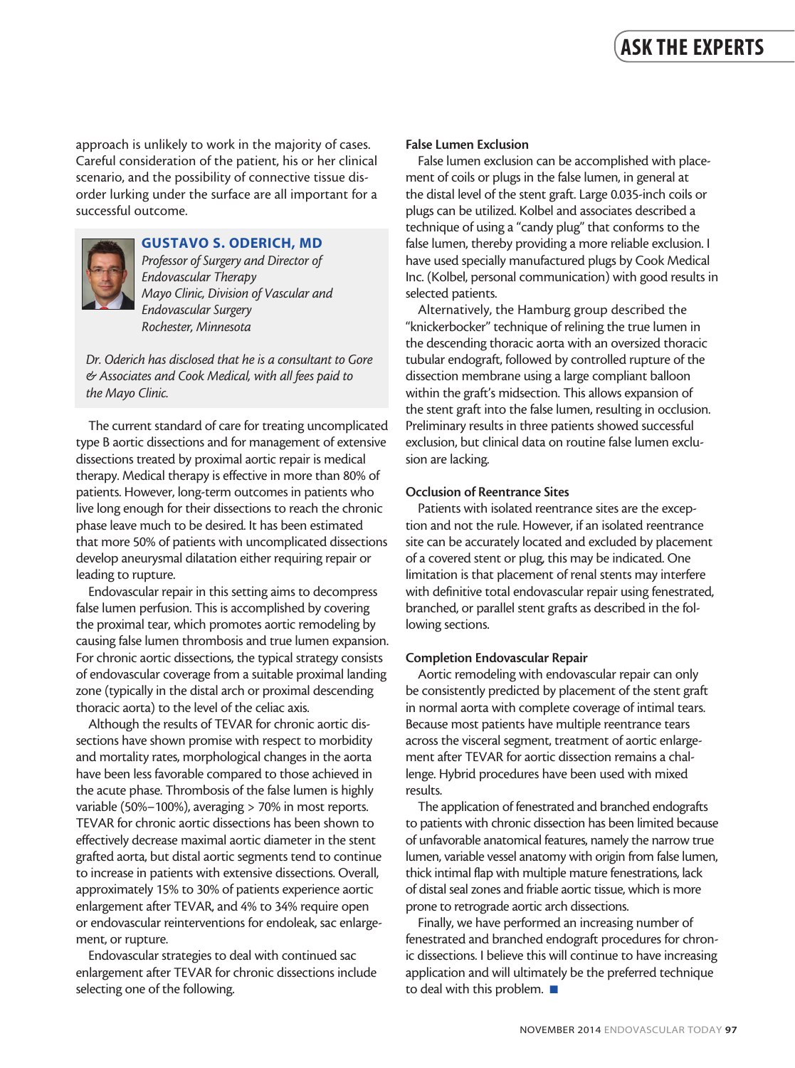approach is unlikely to work in the majority of cases. Careful consideration of the patient, his or her clinical scenario, and the possibility of connective tissue disorder lurking under the surface are all important for a successful outcome.

## GUSTAVO S. ODERICH, MD

*Professor of Surgery and Director of Endovascular Therapy*
*Mayo Clinic, Division of Vascular and Endovascular Surgery*
*Rochester, Minnesota*

*Dr. Oderich has disclosed that he is a consultant to Gore & Associates and Cook Medical, with all fees paid to the Mayo Clinic.*

The current standard of care for treating uncomplicated type B aortic dissections and for management of extensive dissections treated by proximal aortic repair is medical therapy. Medical therapy is effective in more than 80% of patients. However, long-term outcomes in patients who live long enough for their dissections to reach the chronic phase leave much to be desired. It has been estimated that more 50% of patients with uncomplicated dissections develop aneurysmal dilatation either requiring repair or leading to rupture.

Endovascular repair in this setting aims to decompress false lumen perfusion. This is accomplished by covering the proximal tear, which promotes aortic remodeling by causing false lumen thrombosis and true lumen expansion. For chronic aortic dissections, the typical strategy consists of endovascular coverage from a suitable proximal landing zone (typically in the distal arch or proximal descending thoracic aorta) to the level of the celiac axis.

Although the results of TEVAR for chronic aortic dissections have shown promise with respect to morbidity and mortality rates, morphological changes in the aorta have been less favorable compared to those achieved in the acute phase. Thrombosis of the false lumen is highly variable (50%–100%), averaging > 70% in most reports. TEVAR for chronic aortic dissections has been shown to effectively decrease maximal aortic diameter in the stent grafted aorta, but distal aortic segments tend to continue to increase in patients with extensive dissections. Overall, approximately 15% to 30% of patients experience aortic enlargement after TEVAR, and 4% to 34% require open or endovascular reinterventions for endoleak, sac enlargement, or rupture.

Endovascular strategies to deal with continued sac enlargement after TEVAR for chronic dissections include selecting one of the following.

### False Lumen Exclusion

False lumen exclusion can be accomplished with placement of coils or plugs in the false lumen, in general at the distal level of the stent graft. Large 0.035-inch coils or plugs can be utilized. Kolbel and associates described a technique of using a "candy plug" that conforms to the false lumen, thereby providing a more reliable exclusion. I have used specially manufactured plugs by Cook Medical Inc. (Kolbel, personal communication) with good results in selected patients.

Alternatively, the Hamburg group described the "knickerbocker" technique of relining the true lumen in the descending thoracic aorta with an oversized thoracic tubular endograft, followed by controlled rupture of the dissection membrane using a large compliant balloon within the graft's midsection. This allows expansion of the stent graft into the false lumen, resulting in occlusion. Preliminary results in three patients showed successful exclusion, but clinical data on routine false lumen exclusion are lacking.

### Occlusion of Reentrance Sites

Patients with isolated reentrance sites are the exception and not the rule. However, if an isolated reentrance site can be accurately located and excluded by placement of a covered stent or plug, this may be indicated. One limitation is that placement of renal stents may interfere with definitive total endovascular repair using fenestrated, branched, or parallel stent grafts as described in the following sections.

### Completion Endovascular Repair

Aortic remodeling with endovascular repair can only be consistently predicted by placement of the stent graft in normal aorta with complete coverage of intimal tears. Because most patients have multiple reentrance tears across the stent segment, treatment of aortic enlargement after TEVAR for aortic dissection remains a challenge. Hybrid procedures have been used with mixed results.

The application of fenestrated and branched endografts to patients with chronic dissection has been limited because of unfavorable anatomical features, namely the narrow true lumen, variable vessel anatomy with origin from false lumen, thick intimal flap with multiple mature fenestrations, lack of distal seal zones and friable aortic tissue, which is more prone to retrograde aortic arch dissections.

Finally, we have performed an increasing number of fenestrated and branched endograft procedures for chronic dissections. I believe this will continue to have increasing application and will ultimately be the preferred technique to deal with this problem. ■